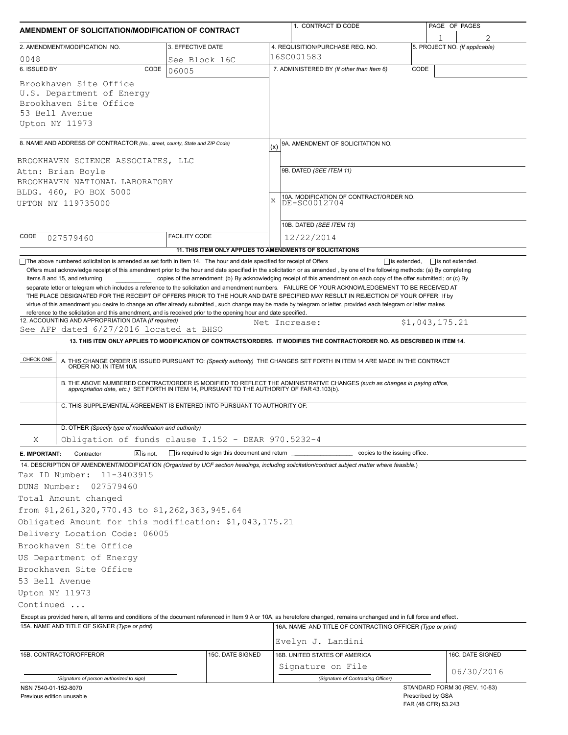# AMENDMENT OF SOLICITATION/MODIFICATION OF CONTRACT

| 1. CONTRACT ID CODE | PAGE OF PAGES |
|---|---|
| | 1 of 2 |

| 2. AMENDMENT/MODIFICATION NO. | 3. EFFECTIVE DATE | 4. REQUISITION/PURCHASE REQ. NO. | 5. PROJECT NO. (If applicable) |
|---|---|---|---|
| 0048 | See Block 16C | 16SC001583 | |

**6. ISSUED BY** CODE 06005

Brookhaven Site Office
U.S. Department of Energy
Brookhaven Site Office
53 Bell Avenue
Upton NY 11973

**7. ADMINISTERED BY** (If other than Item 6) CODE

**8. NAME AND ADDRESS OF CONTRACTOR** (No., street, county, State and ZIP Code)

BROOKHAVEN SCIENCE ASSOCIATES, LLC
Attn: Brian Boyle
BROOKHAVEN NATIONAL LABORATORY
BLDG. 460, PO BOX 5000
UPTON NY 119735000

CODE 027579460 FACILITY CODE

(x) 9A. AMENDMENT OF SOLICITATION NO.

9B. DATED (SEE ITEM 11)

X 10A. MODIFICATION OF CONTRACT/ORDER NO. DE-SC0012704

10B. DATED (SEE ITEM 13) 12/22/2014

**11. THIS ITEM ONLY APPLIES TO AMENDMENTS OF SOLICITATIONS**

☐ The above numbered solicitation is amended as set forth in Item 14. The hour and date specified for receipt of Offers ☐ is extended, ☐ is not extended.

Offers must acknowledge receipt of this amendment prior to the hour and date specified in the solicitation or as amended, by one of the following methods: (a) By completing Items 8 and 15, and returning ________ copies of the amendment; (b) By acknowledging receipt of this amendment on each copy of the offer submitted ; or (c) By separate letter or telegram which includes a reference to the solicitation and amendment numbers. FAILURE OF YOUR ACKNOWLEDGEMENT TO BE RECEIVED AT THE PLACE DESIGNATED FOR THE RECEIPT OF OFFERS PRIOR TO THE HOUR AND DATE SPECIFIED MAY RESULT IN REJECTION OF YOUR OFFER If by virtue of this amendment you desire to change an offer already submitted, such change may be made by telegram or letter, provided each telegram or letter makes reference to the solicitation and this amendment, and is received prior to the opening hour and date specified.

**12. ACCOUNTING AND APPROPRIATION DATA** (If required)
See AFP dated 6/27/2016 located at BHSO — Net Increase: $1,043,175.21

**13. THIS ITEM ONLY APPLIES TO MODIFICATION OF CONTRACTS/ORDERS. IT MODIFIES THE CONTRACT/ORDER NO. AS DESCRIBED IN ITEM 14.**

| CHECK ONE | |
|---|---|
| | A. THIS CHANGE ORDER IS ISSUED PURSUANT TO: (Specify authority) THE CHANGES SET FORTH IN ITEM 14 ARE MADE IN THE CONTRACT ORDER NO. IN ITEM 10A. |
| | B. THE ABOVE NUMBERED CONTRACT/ORDER IS MODIFIED TO REFLECT THE ADMINISTRATIVE CHANGES (such as changes in paying office, appropriation date, etc.) SET FORTH IN ITEM 14, PURSUANT TO THE AUTHORITY OF FAR 43.103(b). |
| | C. THIS SUPPLEMENTAL AGREEMENT IS ENTERED INTO PURSUANT TO AUTHORITY OF: |
| X | D. OTHER (Specify type of modification and authority) Obligation of funds clause I.152 - DEAR 970.5232-4 |

**E. IMPORTANT:** Contractor ☒ is not, ☐ is required to sign this document and return ________ copies to the issuing office.

**14. DESCRIPTION OF AMENDMENT/MODIFICATION** (Organized by UCF section headings, including solicitation/contract subject matter where feasible.)

Tax ID Number: 11-3403915
DUNS Number: 027579460
Total Amount changed
from $1,261,320,770.43 to $1,262,363,945.64
Obligated Amount for this modification: $1,043,175.21
Delivery Location Code: 06005
Brookhaven Site Office
US Department of Energy
Brookhaven Site Office
53 Bell Avenue
Upton NY 11973
Continued ...

Except as provided herein, all terms and conditions of the document referenced in Item 9 A or 10A, as heretofore changed, remains unchanged and in full force and effect.

| 15A. NAME AND TITLE OF SIGNER (Type or print) | | 16A. NAME AND TITLE OF CONTRACTING OFFICER (Type or print) | |
|---|---|---|---|
| | | Evelyn J. Landini | |
| 15B. CONTRACTOR/OFFEROR | 15C. DATE SIGNED | 16B. UNITED STATES OF AMERICA | 16C. DATE SIGNED |
| (Signature of person authorized to sign) | | Signature on File (Signature of Contracting Officer) | 06/30/2016 |

NSN 7540-01-152-8070
Previous edition unusable

STANDARD FORM 30 (REV. 10-83)
Prescribed by GSA
FAR (48 CFR) 53.243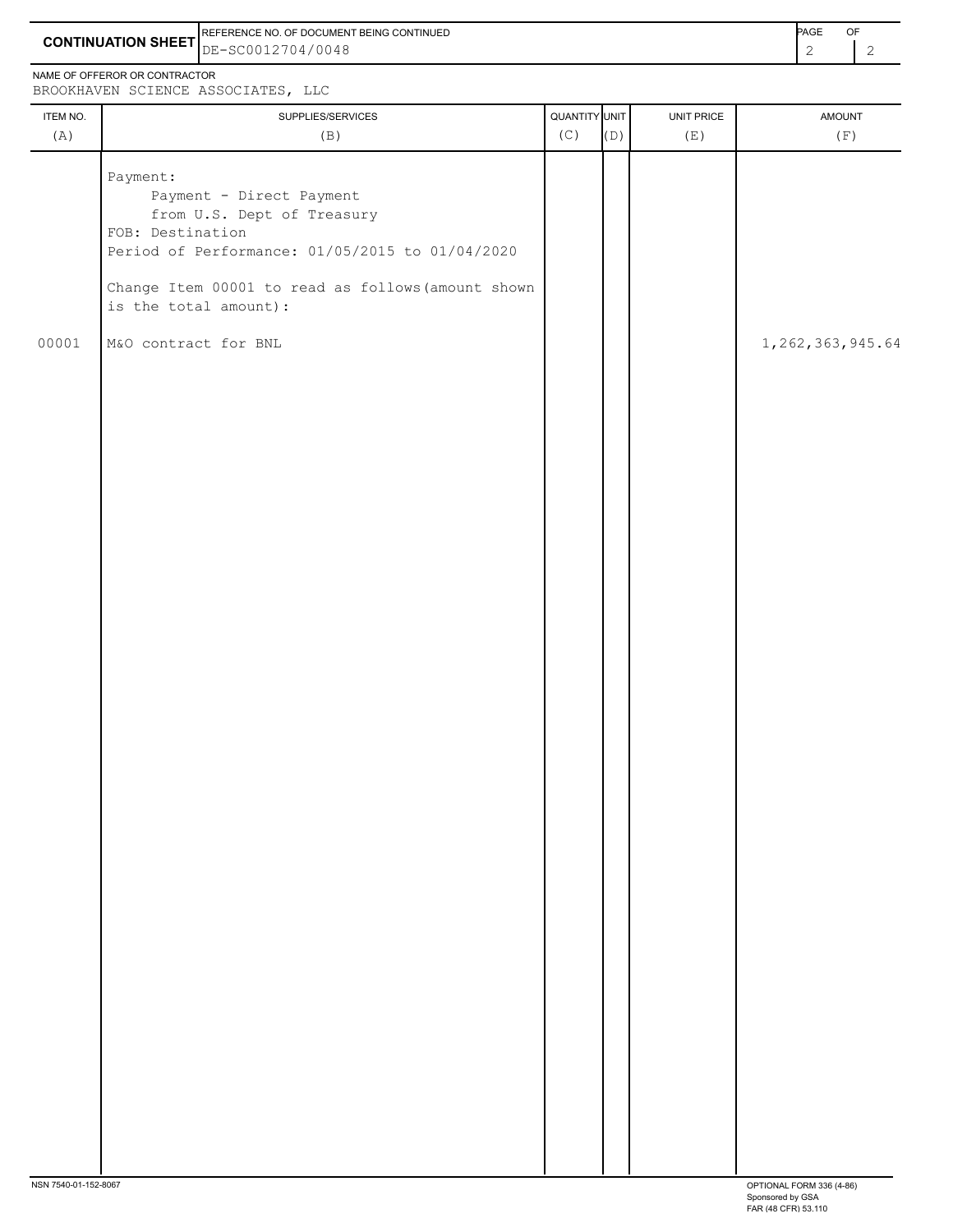**CONTINUATION SHEET**

REFERENCE NO. OF DOCUMENT BEING CONTINUED
DE-SC0012704/0048

NAME OF OFFEROR OR CONTRACTOR
BROOKHAVEN SCIENCE ASSOCIATES, LLC

| ITEM NO. (A) | SUPPLIES/SERVICES (B) | QUANTITY (C) | UNIT (D) | UNIT PRICE (E) | AMOUNT (F) |
|---|---|---|---|---|---|
| | Payment:<br>Payment - Direct Payment<br>from U.S. Dept of Treasury<br>FOB: Destination<br>Period of Performance: 01/05/2015 to 01/04/2020<br><br>Change Item 00001 to read as follows(amount shown is the total amount): | | | | |
| 00001 | M&O contract for BNL | | | | 1,262,363,945.64 |

NSN 7540-01-152-8067

OPTIONAL FORM 336 (4-86)
Sponsored by GSA
FAR (48 CFR) 53.110